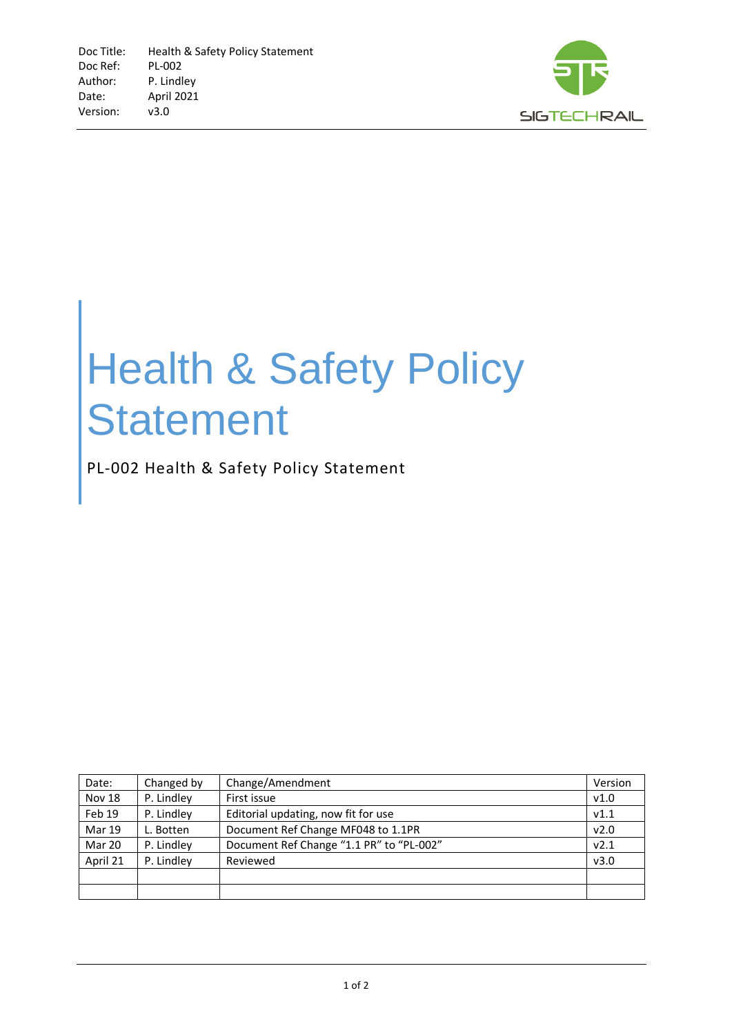| Doc Title: | Health & Safety Policy Statement |
|---|---|
| Doc Ref: | PL-002 |
| Author: | P. Lindley |
| Date: | April 2021 |
| Version: | v3.0 |

SIGTECHRAIL

# Health & Safety Policy Statement

PL-002 Health & Safety Policy Statement

| Date: | Changed by | Change/Amendment | Version |
|---|---|---|---|
| Nov 18 | P. Lindley | First issue | v1.0 |
| Feb 19 | P. Lindley | Editorial updating, now fit for use | v1.1 |
| Mar 19 | L. Botten | Document Ref Change MF048 to 1.1PR | v2.0 |
| Mar 20 | P. Lindley | Document Ref Change "1.1 PR" to "PL-002" | v2.1 |
| April 21 | P. Lindley | Reviewed | v3.0 |
| | | | |
| | | | |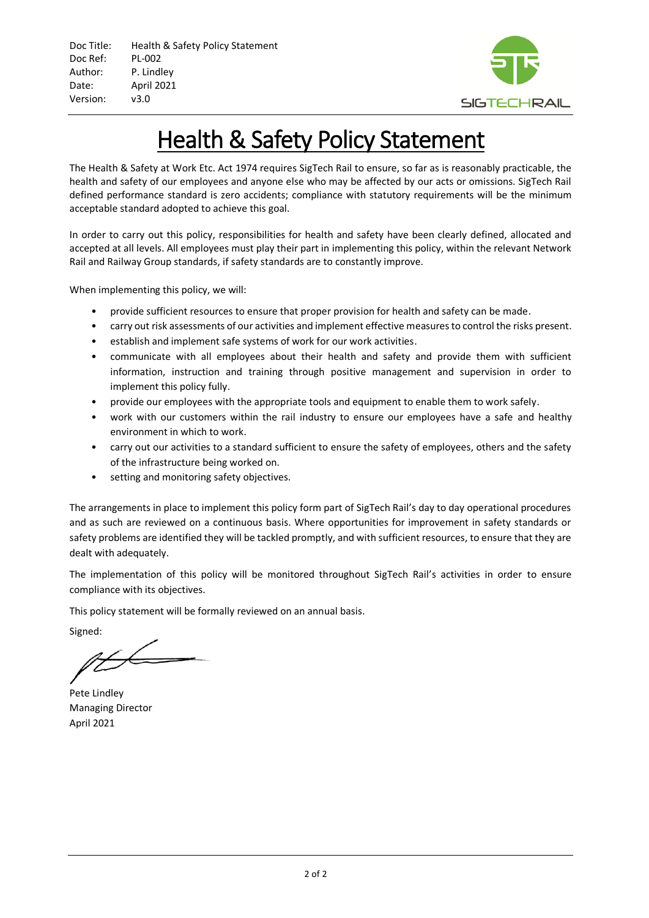| | |
|---|---|
| Doc Title: | Health & Safety Policy Statement |
| Doc Ref: | PL-002 |
| Author: | P. Lindley |
| Date: | April 2021 |
| Version: | v3.0 |

# Health & Safety Policy Statement

The Health & Safety at Work Etc. Act 1974 requires SigTech Rail to ensure, so far as is reasonably practicable, the health and safety of our employees and anyone else who may be affected by our acts or omissions. SigTech Rail defined performance standard is zero accidents; compliance with statutory requirements will be the minimum acceptable standard adopted to achieve this goal.

In order to carry out this policy, responsibilities for health and safety have been clearly defined, allocated and accepted at all levels. All employees must play their part in implementing this policy, within the relevant Network Rail and Railway Group standards, if safety standards are to constantly improve.

When implementing this policy, we will:

- provide sufficient resources to ensure that proper provision for health and safety can be made.
- carry out risk assessments of our activities and implement effective measures to control the risks present.
- establish and implement safe systems of work for our work activities.
- communicate with all employees about their health and safety and provide them with sufficient information, instruction and training through positive management and supervision in order to implement this policy fully.
- provide our employees with the appropriate tools and equipment to enable them to work safely.
- work with our customers within the rail industry to ensure our employees have a safe and healthy environment in which to work.
- carry out our activities to a standard sufficient to ensure the safety of employees, others and the safety of the infrastructure being worked on.
- setting and monitoring safety objectives.

The arrangements in place to implement this policy form part of SigTech Rail's day to day operational procedures and as such are reviewed on a continuous basis. Where opportunities for improvement in safety standards or safety problems are identified they will be tackled promptly, and with sufficient resources, to ensure that they are dealt with adequately.

The implementation of this policy will be monitored throughout SigTech Rail's activities in order to ensure compliance with its objectives.

This policy statement will be formally reviewed on an annual basis.

Signed:

Pete Lindley
Managing Director
April 2021